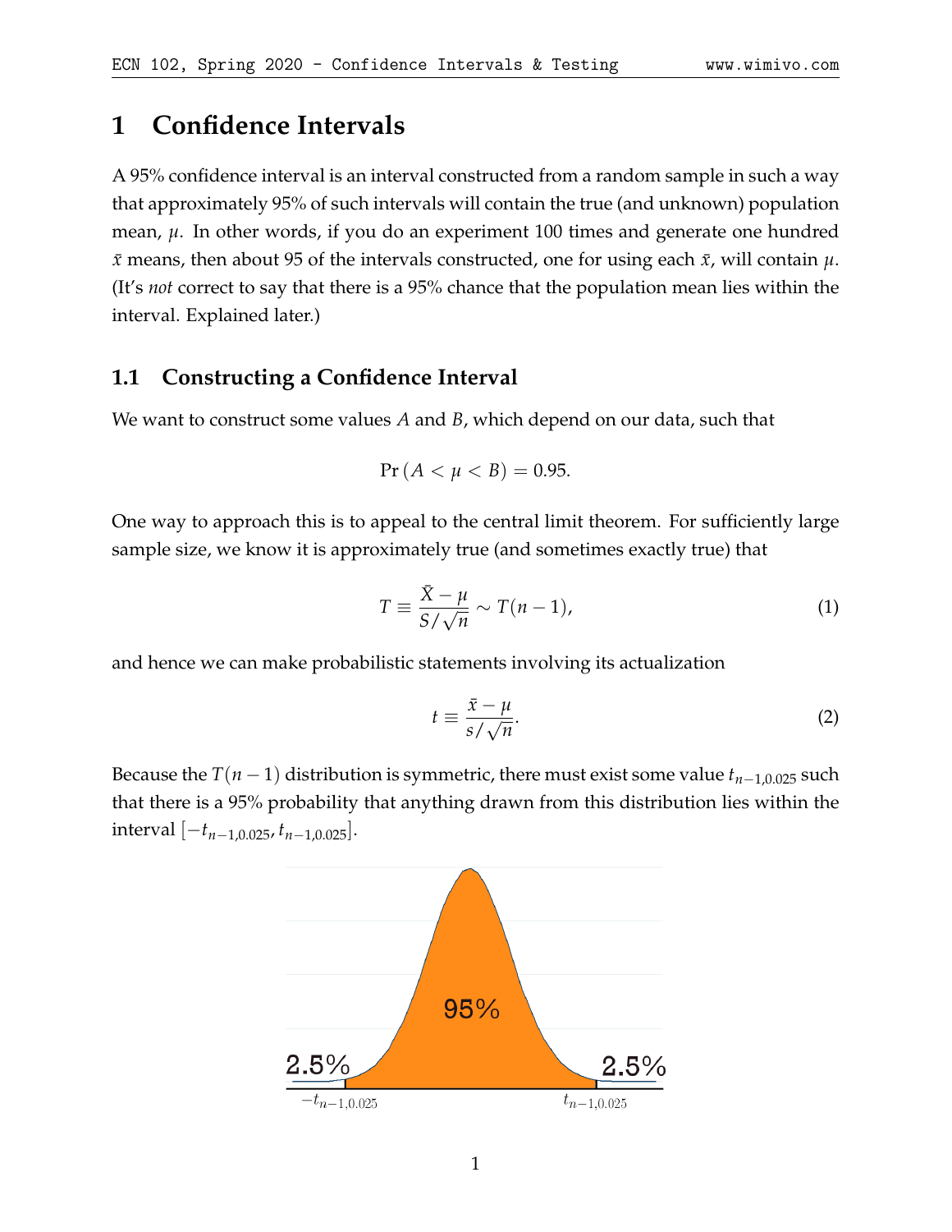# 1 Confidence Intervals

A 95% confidence interval is an interval constructed from a random sample in such a way that approximately 95% of such intervals will contain the true (and unknown) population mean, $\mu$. In other words, if you do an experiment 100 times and generate one hundred $\bar{x}$ means, then about 95 of the intervals constructed, one for using each $\bar{x}$, will contain $\mu$. (It's *not* correct to say that there is a 95% chance that the population mean lies within the interval. Explained later.)

## 1.1 Constructing a Confidence Interval

We want to construct some values $A$ and $B$, which depend on our data, such that

$$\Pr(A < \mu < B) = 0.95.$$

One way to approach this is to appeal to the central limit theorem. For sufficiently large sample size, we know it is approximately true (and sometimes exactly true) that

$$T \equiv \frac{\bar{X} - \mu}{S/\sqrt{n}} \sim T(n-1), \tag{1}$$

and hence we can make probabilistic statements involving its actualization

$$t \equiv \frac{\bar{x} - \mu}{s/\sqrt{n}}. \tag{2}$$

Because the $T(n-1)$ distribution is symmetric, there must exist some value $t_{n-1,0.025}$ such that there is a 95% probability that anything drawn from this distribution lies within the interval $[-t_{n-1,0.025}, t_{n-1,0.025}]$.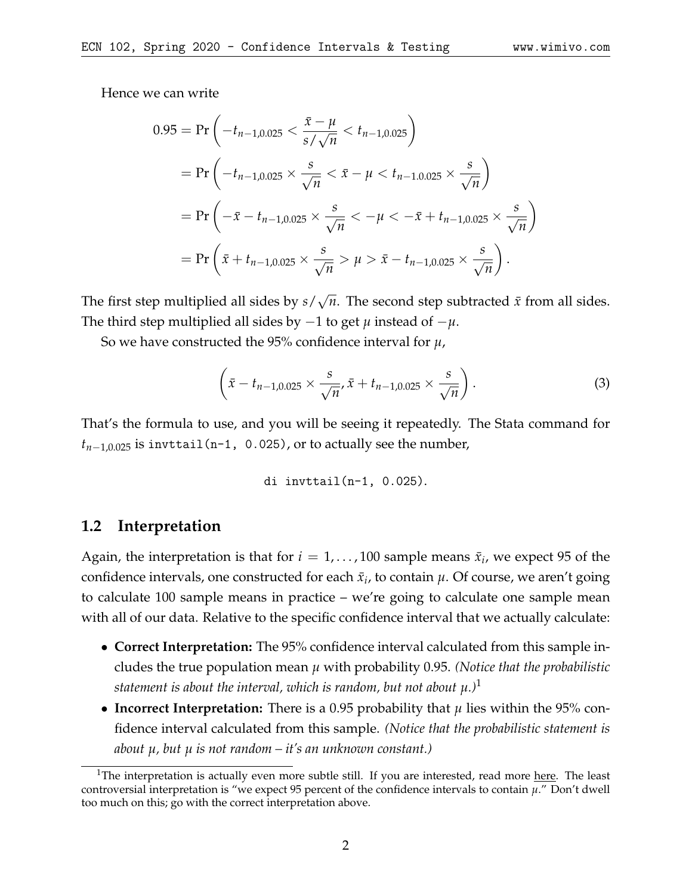Hence we can write

$$
\begin{aligned}
0.95 &= \Pr\left(-t_{n-1,0.025} < \frac{\bar{x}-\mu}{s/\sqrt{n}} < t_{n-1,0.025}\right) \\
&= \Pr\left(-t_{n-1,0.025} \times \frac{s}{\sqrt{n}} < \bar{x}-\mu < t_{n-1.0.025} \times \frac{s}{\sqrt{n}}\right) \\
&= \Pr\left(-\bar{x} - t_{n-1,0.025} \times \frac{s}{\sqrt{n}} < -\mu < -\bar{x} + t_{n-1,0.025} \times \frac{s}{\sqrt{n}}\right) \\
&= \Pr\left(\bar{x} + t_{n-1,0.025} \times \frac{s}{\sqrt{n}} > \mu > \bar{x} - t_{n-1,0.025} \times \frac{s}{\sqrt{n}}\right).
\end{aligned}
$$

The first step multiplied all sides by $s/\sqrt{n}$. The second step subtracted $\bar{x}$ from all sides. The third step multiplied all sides by $-1$ to get $\mu$ instead of $-\mu$.

So we have constructed the 95% confidence interval for $\mu$,

$$
\left(\bar{x} - t_{n-1,0.025} \times \frac{s}{\sqrt{n}}, \bar{x} + t_{n-1,0.025} \times \frac{s}{\sqrt{n}}\right). \tag{3}
$$

That's the formula to use, and you will be seeing it repeatedly. The Stata command for $t_{n-1,0.025}$ is `invttail(n-1, 0.025)`, or to actually see the number,

```
di invttail(n-1, 0.025).
```

## 1.2 Interpretation

Again, the interpretation is that for $i = 1, \ldots, 100$ sample means $\bar{x}_i$, we expect 95 of the confidence intervals, one constructed for each $\bar{x}_i$, to contain $\mu$. Of course, we aren't going to calculate 100 sample means in practice – we're going to calculate one sample mean with all of our data. Relative to the specific confidence interval that we actually calculate:

- **Correct Interpretation:** The 95% confidence interval calculated from this sample includes the true population mean $\mu$ with probability 0.95. *(Notice that the probabilistic statement is about the interval, which is random, but not about $\mu$.)*[1]
- **Incorrect Interpretation:** There is a 0.95 probability that $\mu$ lies within the 95% confidence interval calculated from this sample. *(Notice that the probabilistic statement is about $\mu$, but $\mu$ is not random – it's an unknown constant.)*

[1] The interpretation is actually even more subtle still. If you are interested, read more here. The least controversial interpretation is "we expect 95 percent of the confidence intervals to contain $\mu$." Don't dwell too much on this; go with the correct interpretation above.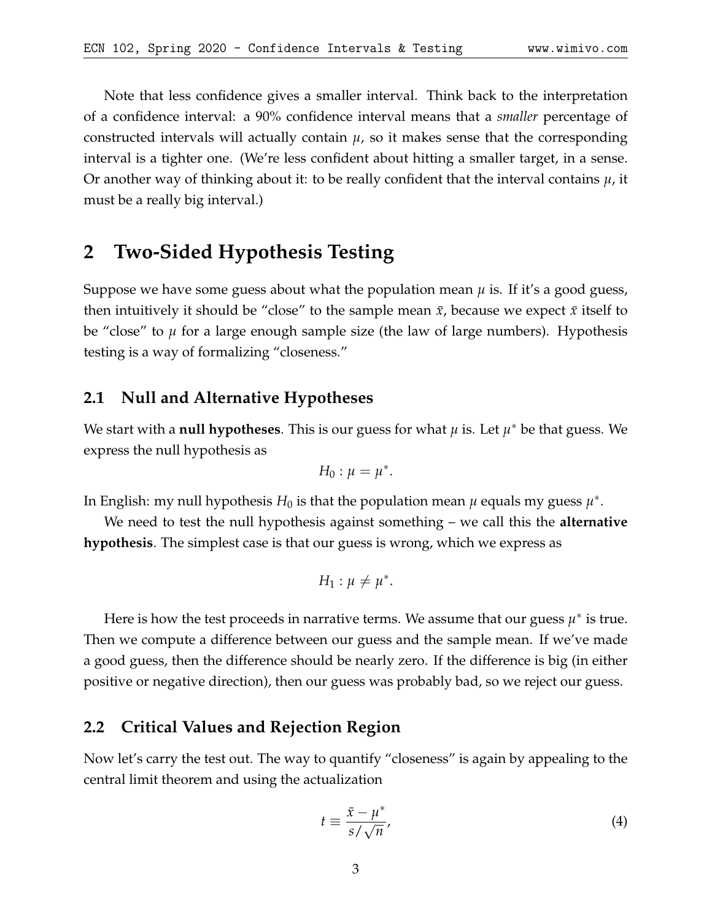Note that less confidence gives a smaller interval. Think back to the interpretation of a confidence interval: a 90% confidence interval means that a *smaller* percentage of constructed intervals will actually contain $\mu$, so it makes sense that the corresponding interval is a tighter one. (We're less confident about hitting a smaller target, in a sense. Or another way of thinking about it: to be really confident that the interval contains $\mu$, it must be a really big interval.)

# 2 Two-Sided Hypothesis Testing

Suppose we have some guess about what the population mean $\mu$ is. If it's a good guess, then intuitively it should be "close" to the sample mean $\bar{x}$, because we expect $\bar{x}$ itself to be "close" to $\mu$ for a large enough sample size (the law of large numbers). Hypothesis testing is a way of formalizing "closeness."

## 2.1 Null and Alternative Hypotheses

We start with a **null hypotheses**. This is our guess for what $\mu$ is. Let $\mu^*$ be that guess. We express the null hypothesis as

$$H_0 : \mu = \mu^*.$$

In English: my null hypothesis $H_0$ is that the population mean $\mu$ equals my guess $\mu^*$.

We need to test the null hypothesis against something – we call this the **alternative hypothesis**. The simplest case is that our guess is wrong, which we express as

$$H_1 : \mu \neq \mu^*.$$

Here is how the test proceeds in narrative terms. We assume that our guess $\mu^*$ is true. Then we compute a difference between our guess and the sample mean. If we've made a good guess, then the difference should be nearly zero. If the difference is big (in either positive or negative direction), then our guess was probably bad, so we reject our guess.

## 2.2 Critical Values and Rejection Region

Now let's carry the test out. The way to quantify "closeness" is again by appealing to the central limit theorem and using the actualization

$$t \equiv \frac{\bar{x} - \mu^*}{s/\sqrt{n}}, \tag{4}$$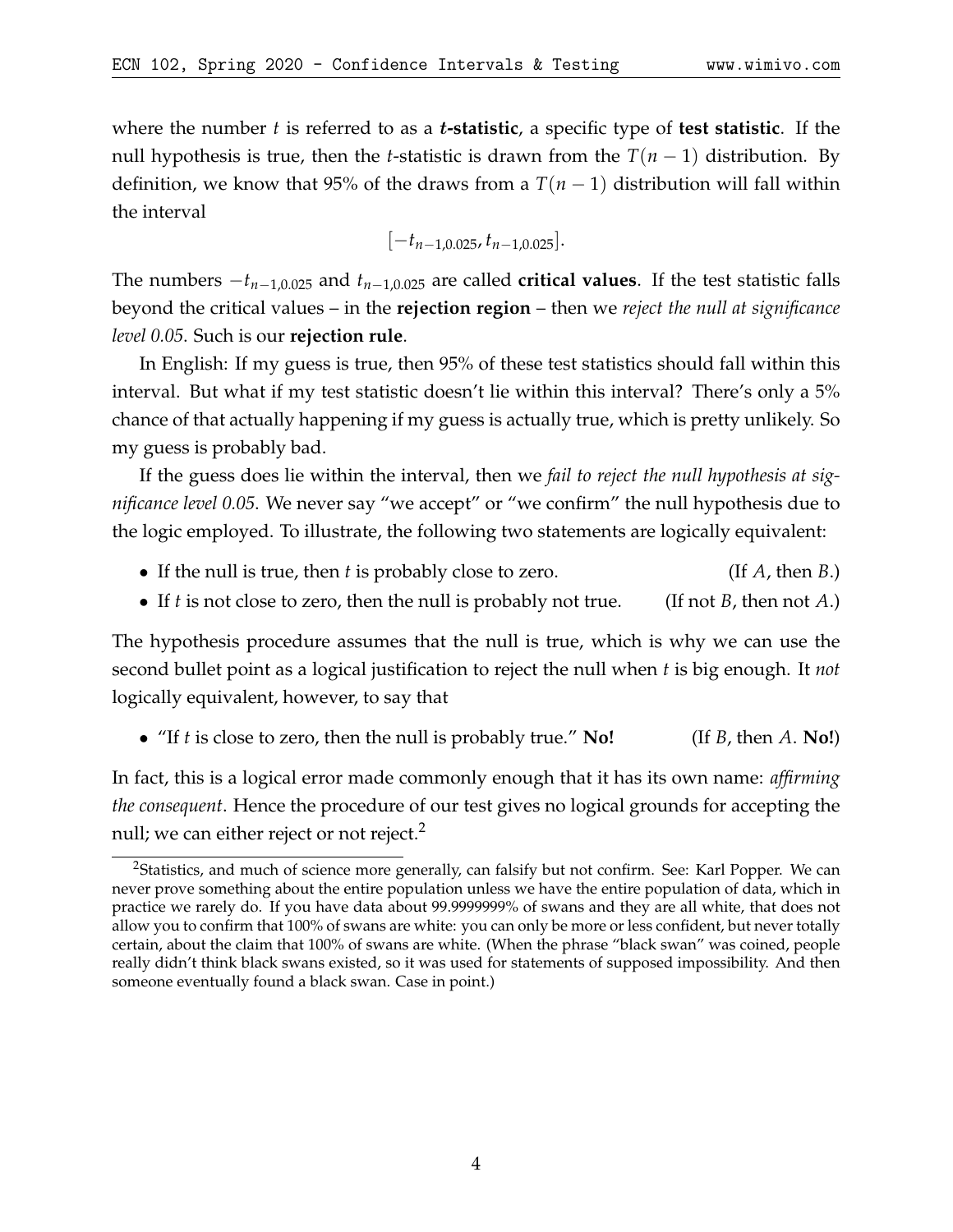where the number $t$ is referred to as a ***t*-statistic**, a specific type of **test statistic**. If the null hypothesis is true, then the $t$-statistic is drawn from the $T(n-1)$ distribution. By definition, we know that 95% of the draws from a $T(n-1)$ distribution will fall within the interval

$$[-t_{n-1,0.025}, t_{n-1,0.025}].$$

The numbers $-t_{n-1,0.025}$ and $t_{n-1,0.025}$ are called **critical values**. If the test statistic falls beyond the critical values – in the **rejection region** – then we *reject the null at significance level 0.05*. Such is our **rejection rule**.

In English: If my guess is true, then 95% of these test statistics should fall within this interval. But what if my test statistic doesn't lie within this interval? There's only a 5% chance of that actually happening if my guess is actually true, which is pretty unlikely. So my guess is probably bad.

If the guess does lie within the interval, then we *fail to reject the null hypothesis at significance level 0.05*. We never say "we accept" or "we confirm" the null hypothesis due to the logic employed. To illustrate, the following two statements are logically equivalent:

- If the null is true, then $t$ is probably close to zero. (If $A$, then $B$.)
- If $t$ is not close to zero, then the null is probably not true. (If not $B$, then not $A$.)

The hypothesis procedure assumes that the null is true, which is why we can use the second bullet point as a logical justification to reject the null when $t$ is big enough. It *not* logically equivalent, however, to say that

- "If $t$ is close to zero, then the null is probably true." **No!** (If $B$, then $A$. **No!**)

In fact, this is a logical error made commonly enough that it has its own name: *affirming the consequent*. Hence the procedure of our test gives no logical grounds for accepting the null; we can either reject or not reject.[2]

[2] Statistics, and much of science more generally, can falsify but not confirm. See: Karl Popper. We can never prove something about the entire population unless we have the entire population of data, which in practice we rarely do. If you have data about 99.9999999% of swans and they are all white, that does not allow you to confirm that 100% of swans are white: you can only be more or less confident, but never totally certain, about the claim that 100% of swans are white. (When the phrase "black swan" was coined, people really didn't think black swans existed, so it was used for statements of supposed impossibility. And then someone eventually found a black swan. Case in point.)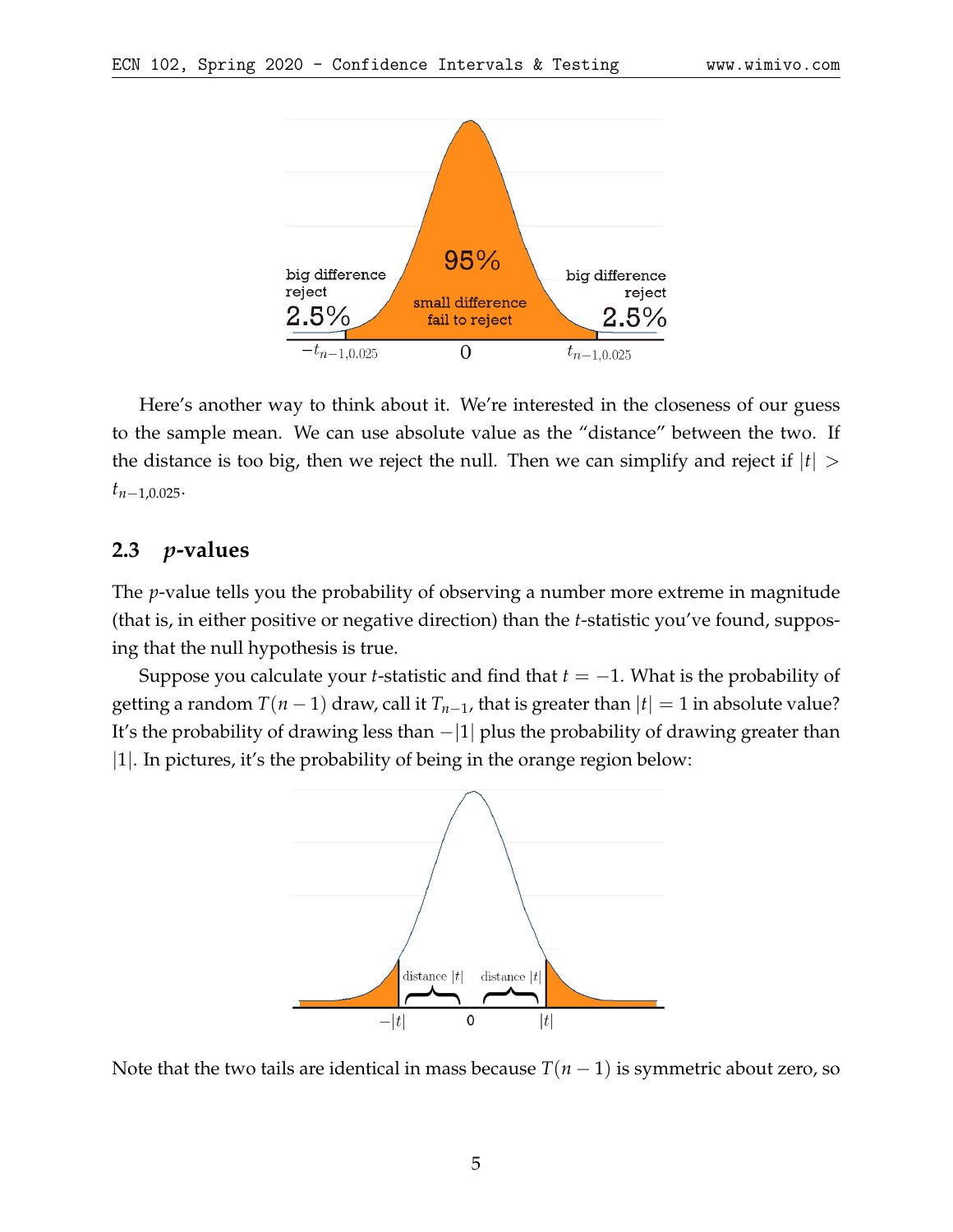Here's another way to think about it. We're interested in the closeness of our guess to the sample mean. We can use absolute value as the "distance" between the two. If the distance is too big, then we reject the null. Then we can simplify and reject if $|t| > t_{n-1,0.025}$.

## 2.3 *p*-values

The $p$-value tells you the probability of observing a number more extreme in magnitude (that is, in either positive or negative direction) than the $t$-statistic you've found, supposing that the null hypothesis is true.

Suppose you calculate your $t$-statistic and find that $t = -1$. What is the probability of getting a random $T(n-1)$ draw, call it $T_{n-1}$, that is greater than $|t| = 1$ in absolute value? It's the probability of drawing less than $-|1|$ plus the probability of drawing greater than $|1|$. In pictures, it's the probability of being in the orange region below:

Note that the two tails are identical in mass because $T(n-1)$ is symmetric about zero, so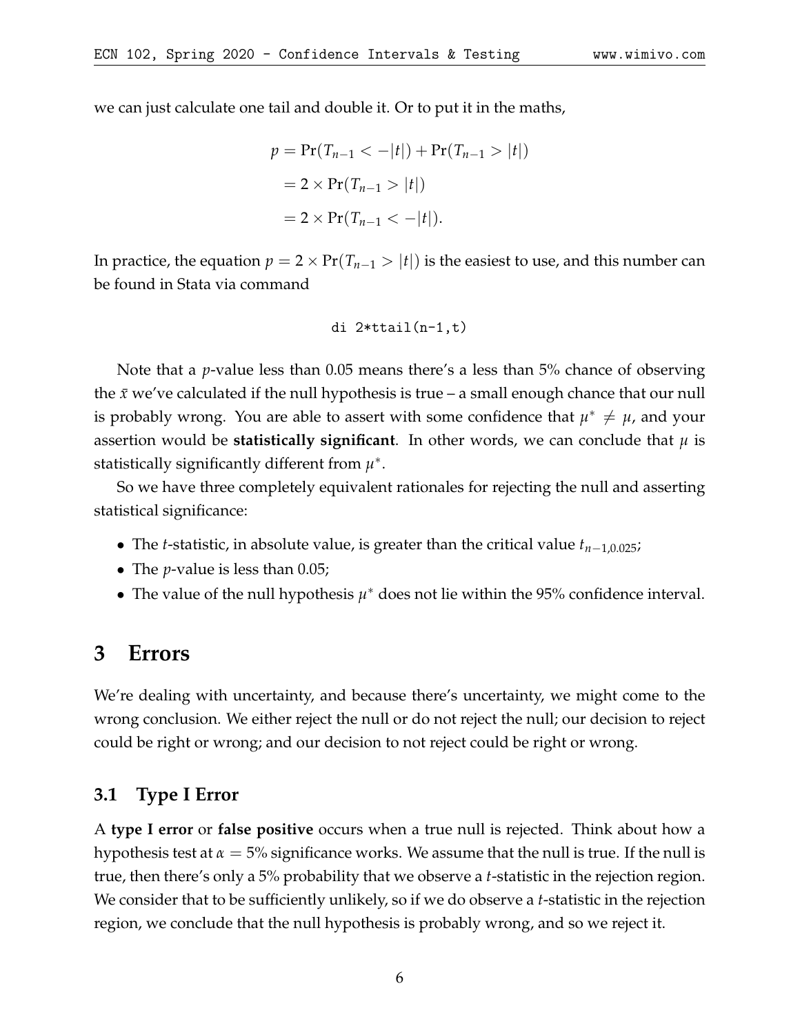we can just calculate one tail and double it. Or to put it in the maths,

$$
\begin{aligned}
p &= \Pr(T_{n-1} < -|t|) + \Pr(T_{n-1} > |t|) \\
&= 2 \times \Pr(T_{n-1} > |t|) \\
&= 2 \times \Pr(T_{n-1} < -|t|).
\end{aligned}
$$

In practice, the equation $p = 2 \times \Pr(T_{n-1} > |t|)$ is the easiest to use, and this number can be found in Stata via command

```
di 2*ttail(n-1,t)
```

Note that a $p$-value less than 0.05 means there's a less than 5% chance of observing the $\bar{x}$ we've calculated if the null hypothesis is true – a small enough chance that our null is probably wrong. You are able to assert with some confidence that $\mu^* \neq \mu$, and your assertion would be **statistically significant**. In other words, we can conclude that $\mu$ is statistically significantly different from $\mu^*$.

So we have three completely equivalent rationales for rejecting the null and asserting statistical significance:

- The $t$-statistic, in absolute value, is greater than the critical value $t_{n-1,0.025}$;
- The $p$-value is less than 0.05;
- The value of the null hypothesis $\mu^*$ does not lie within the 95% confidence interval.

# 3 Errors

We're dealing with uncertainty, and because there's uncertainty, we might come to the wrong conclusion. We either reject the null or do not reject the null; our decision to reject could be right or wrong; and our decision to not reject could be right or wrong.

## 3.1 Type I Error

A **type I error** or **false positive** occurs when a true null is rejected. Think about how a hypothesis test at $\alpha = 5\%$ significance works. We assume that the null is true. If the null is true, then there's only a 5% probability that we observe a $t$-statistic in the rejection region. We consider that to be sufficiently unlikely, so if we do observe a $t$-statistic in the rejection region, we conclude that the null hypothesis is probably wrong, and so we reject it.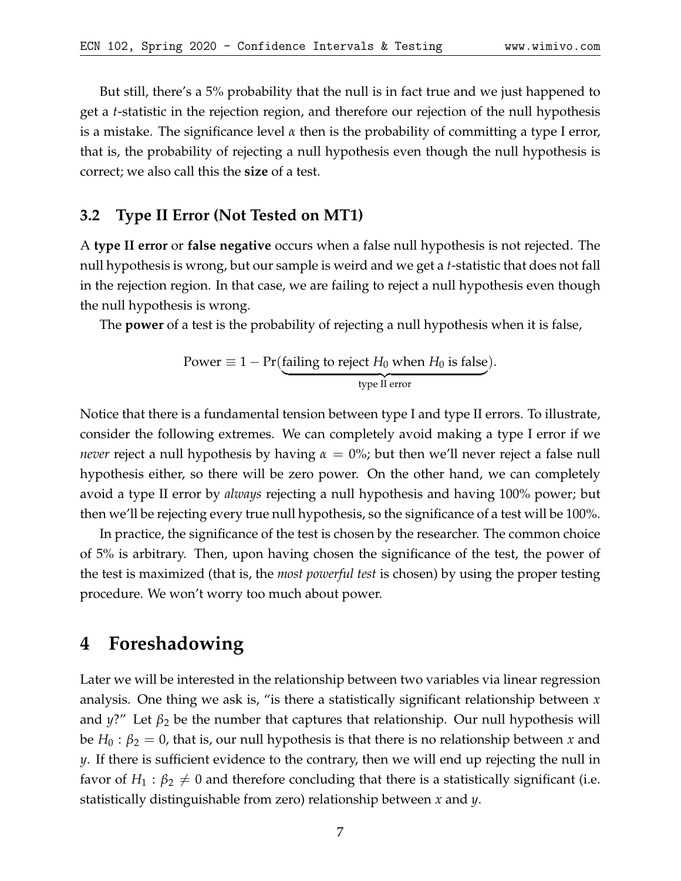But still, there's a 5% probability that the null is in fact true and we just happened to get a $t$-statistic in the rejection region, and therefore our rejection of the null hypothesis is a mistake. The significance level $\alpha$ then is the probability of committing a type I error, that is, the probability of rejecting a null hypothesis even though the null hypothesis is correct; we also call this the **size** of a test.

### 3.2 Type II Error (Not Tested on MT1)

A **type II error** or **false negative** occurs when a false null hypothesis is not rejected. The null hypothesis is wrong, but our sample is weird and we get a $t$-statistic that does not fall in the rejection region. In that case, we are failing to reject a null hypothesis even though the null hypothesis is wrong.

The **power** of a test is the probability of rejecting a null hypothesis when it is false,

$$\text{Power} \equiv 1 - \Pr(\underbrace{\text{failing to reject } H_0 \text{ when } H_0 \text{ is false}}_{\text{type II error}}).$$

Notice that there is a fundamental tension between type I and type II errors. To illustrate, consider the following extremes. We can completely avoid making a type I error if we *never* reject a null hypothesis by having $\alpha = 0\%$; but then we'll never reject a false null hypothesis either, so there will be zero power. On the other hand, we can completely avoid a type II error by *always* rejecting a null hypothesis and having 100% power; but then we'll be rejecting every true null hypothesis, so the significance of a test will be 100%.

In practice, the significance of the test is chosen by the researcher. The common choice of 5% is arbitrary. Then, upon having chosen the significance of the test, the power of the test is maximized (that is, the *most powerful test* is chosen) by using the proper testing procedure. We won't worry too much about power.

## 4 Foreshadowing

Later we will be interested in the relationship between two variables via linear regression analysis. One thing we ask is, "is there a statistically significant relationship between $x$ and $y$?" Let $\beta_2$ be the number that captures that relationship. Our null hypothesis will be $H_0 : \beta_2 = 0$, that is, our null hypothesis is that there is no relationship between $x$ and $y$. If there is sufficient evidence to the contrary, then we will end up rejecting the null in favor of $H_1 : \beta_2 \neq 0$ and therefore concluding that there is a statistically significant (i.e. statistically distinguishable from zero) relationship between $x$ and $y$.